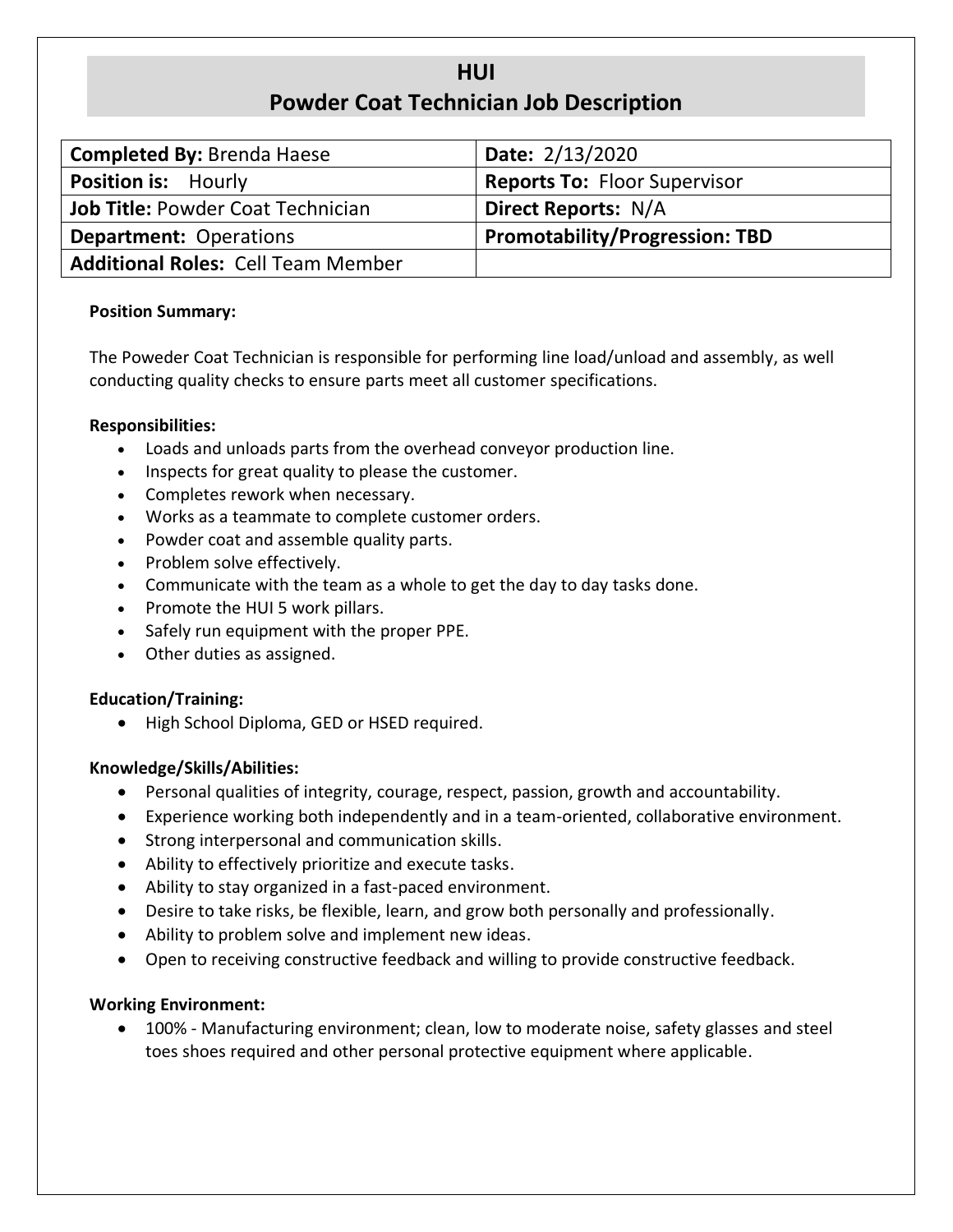# HUI
# Powder Coat Technician Job Description

| **Completed By:** Brenda Haese | **Date:** 2/13/2020 |
|---|---|
| **Position is:** Hourly | **Reports To:** Floor Supervisor |
| **Job Title:** Powder Coat Technician | **Direct Reports:** N/A |
| **Department:** Operations | **Promotability/Progression: TBD** |
| **Additional Roles:** Cell Team Member | |

**Position Summary:**

The Poweder Coat Technician is responsible for performing line load/unload and assembly, as well conducting quality checks to ensure parts meet all customer specifications.

**Responsibilities:**

- Loads and unloads parts from the overhead conveyor production line.
- Inspects for great quality to please the customer.
- Completes rework when necessary.
- Works as a teammate to complete customer orders.
- Powder coat and assemble quality parts.
- Problem solve effectively.
- Communicate with the team as a whole to get the day to day tasks done.
- Promote the HUI 5 work pillars.
- Safely run equipment with the proper PPE.
- Other duties as assigned.

**Education/Training:**

- High School Diploma, GED or HSED required.

**Knowledge/Skills/Abilities:**

- Personal qualities of integrity, courage, respect, passion, growth and accountability.
- Experience working both independently and in a team-oriented, collaborative environment.
- Strong interpersonal and communication skills.
- Ability to effectively prioritize and execute tasks.
- Ability to stay organized in a fast-paced environment.
- Desire to take risks, be flexible, learn, and grow both personally and professionally.
- Ability to problem solve and implement new ideas.
- Open to receiving constructive feedback and willing to provide constructive feedback.

**Working Environment:**

- 100% - Manufacturing environment; clean, low to moderate noise, safety glasses and steel toes shoes required and other personal protective equipment where applicable.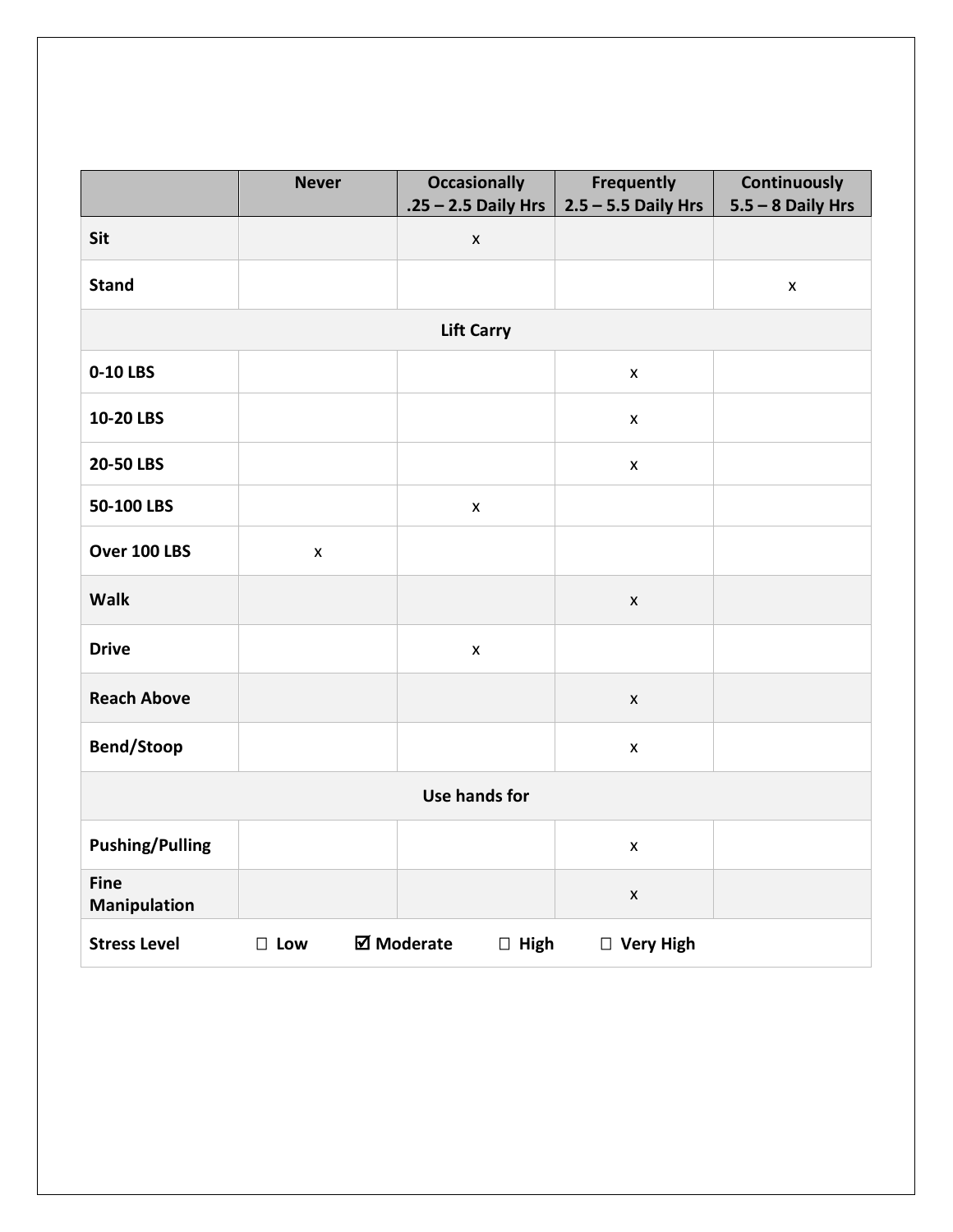| | Never | Occasionally .25 – 2.5 Daily Hrs | Frequently 2.5 – 5.5 Daily Hrs | Continuously 5.5 – 8 Daily Hrs |
|---|---|---|---|---|
| **Sit** | | x | | |
| **Stand** | | | | x |
| **Lift Carry** | | | | |
| **0-10 LBS** | | | x | |
| **10-20 LBS** | | | x | |
| **20-50 LBS** | | | x | |
| **50-100 LBS** | | x | | |
| **Over 100 LBS** | x | | | |
| **Walk** | | | x | |
| **Drive** | | x | | |
| **Reach Above** | | | x | |
| **Bend/Stoop** | | | x | |
| **Use hands for** | | | | |
| **Pushing/Pulling** | | | x | |
| **Fine Manipulation** | | | x | |
| **Stress Level** | ☐ **Low** | ☑ **Moderate** | ☐ **High** | ☐ **Very High** |